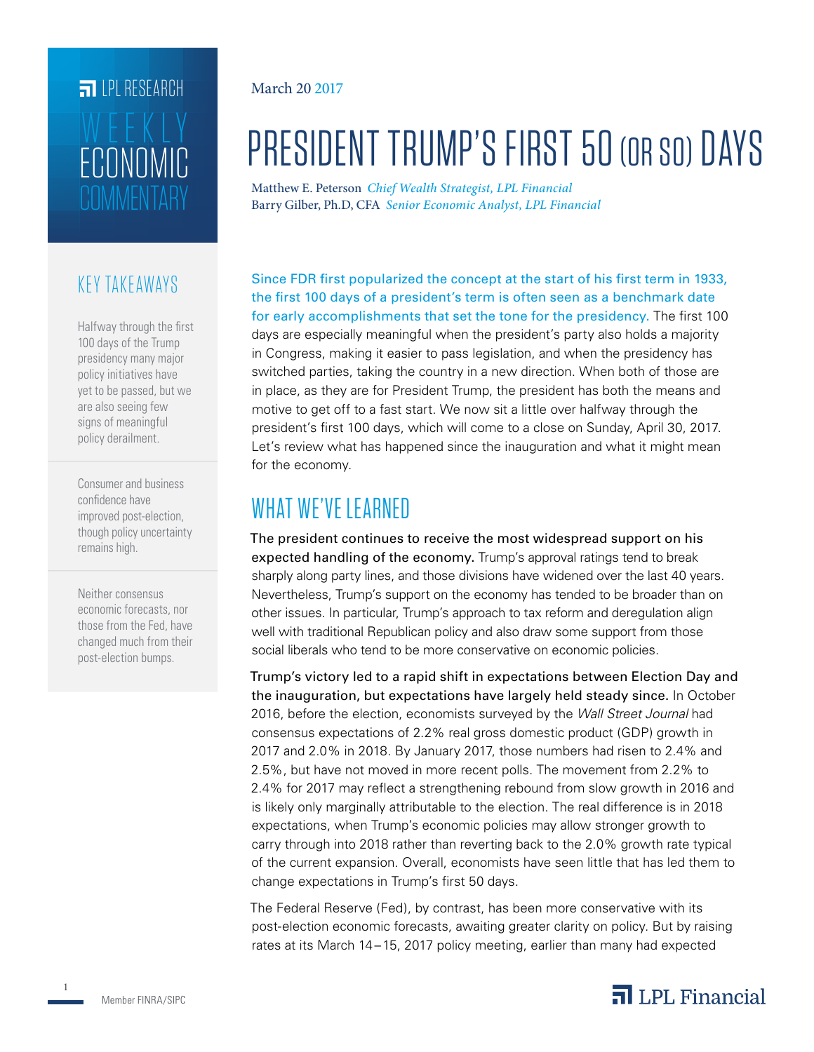LPL RESEARCH

WEEKLY ECONOMIC COMMENTARY

March 20 2017

# PRESIDENT TRUMP'S FIRST 50 (OR SO) DAYS

Matthew E. Peterson *Chief Wealth Strategist, LPL Financial*
Barry Gilber, Ph.D, CFA *Senior Economic Analyst, LPL Financial*

## KEY TAKEAWAYS

Halfway through the first 100 days of the Trump presidency many major policy initiatives have yet to be passed, but we are also seeing few signs of meaningful policy derailment.

Consumer and business confidence have improved post-election, though policy uncertainty remains high.

Neither consensus economic forecasts, nor those from the Fed, have changed much from their post-election bumps.

Since FDR first popularized the concept at the start of his first term in 1933, the first 100 days of a president's term is often seen as a benchmark date for early accomplishments that set the tone for the presidency. The first 100 days are especially meaningful when the president's party also holds a majority in Congress, making it easier to pass legislation, and when the presidency has switched parties, taking the country in a new direction. When both of those are in place, as they are for President Trump, the president has both the means and motive to get off to a fast start. We now sit a little over halfway through the president's first 100 days, which will come to a close on Sunday, April 30, 2017. Let's review what has happened since the inauguration and what it might mean for the economy.

## WHAT WE'VE LEARNED

**The president continues to receive the most widespread support on his expected handling of the economy.** Trump's approval ratings tend to break sharply along party lines, and those divisions have widened over the last 40 years. Nevertheless, Trump's support on the economy has tended to be broader than on other issues. In particular, Trump's approach to tax reform and deregulation align well with traditional Republican policy and also draw some support from those social liberals who tend to be more conservative on economic policies.

**Trump's victory led to a rapid shift in expectations between Election Day and the inauguration, but expectations have largely held steady since.** In October 2016, before the election, economists surveyed by the *Wall Street Journal* had consensus expectations of 2.2% real gross domestic product (GDP) growth in 2017 and 2.0% in 2018. By January 2017, those numbers had risen to 2.4% and 2.5%, but have not moved in more recent polls. The movement from 2.2% to 2.4% for 2017 may reflect a strengthening rebound from slow growth in 2016 and is likely only marginally attributable to the election. The real difference is in 2018 expectations, when Trump's economic policies may allow stronger growth to carry through into 2018 rather than reverting back to the 2.0% growth rate typical of the current expansion. Overall, economists have seen little that has led them to change expectations in Trump's first 50 days.

The Federal Reserve (Fed), by contrast, has been more conservative with its post-election economic forecasts, awaiting greater clarity on policy. But by raising rates at its March 14–15, 2017 policy meeting, earlier than many had expected

Member FINRA/SIPC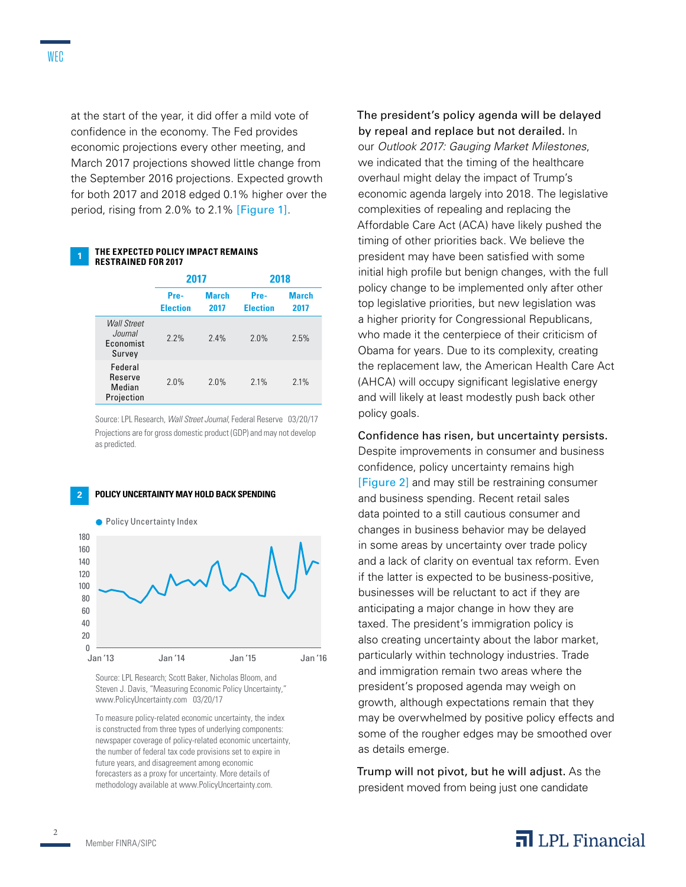at the start of the year, it did offer a mild vote of confidence in the economy. The Fed provides economic projections every other meeting, and March 2017 projections showed little change from the September 2016 projections. Expected growth for both 2017 and 2018 edged 0.1% higher over the period, rising from 2.0% to 2.1% [Figure 1].

**1 THE EXPECTED POLICY IMPACT REMAINS RESTRAINED FOR 2017**

| | 2017 | | 2018 | |
|---|---|---|---|---|
| | Pre-Election | March 2017 | Pre-Election | March 2017 |
| *Wall Street Journal* Economist Survey | 2.2% | 2.4% | 2.0% | 2.5% |
| Federal Reserve Median Projection | 2.0% | 2.0% | 2.1% | 2.1% |

Source: LPL Research, *Wall Street Journal*, Federal Reserve 03/20/17

Projections are for gross domestic product (GDP) and may not develop as predicted.

**2 POLICY UNCERTAINTY MAY HOLD BACK SPENDING**

Source: LPL Research; Scott Baker, Nicholas Bloom, and Steven J. Davis, "Measuring Economic Policy Uncertainty," www.PolicyUncertainty.com 03/20/17

To measure policy-related economic uncertainty, the index is constructed from three types of underlying components: newspaper coverage of policy-related economic uncertainty, the number of federal tax code provisions set to expire in future years, and disagreement among economic forecasters as a proxy for uncertainty. More details of methodology available at www.PolicyUncertainty.com.

**The president's policy agenda will be delayed by repeal and replace but not derailed.** In our *Outlook 2017: Gauging Market Milestones*, we indicated that the timing of the healthcare overhaul might delay the impact of Trump's economic agenda largely into 2018. The legislative complexities of repealing and replacing the Affordable Care Act (ACA) have likely pushed the timing of other priorities back. We believe the president may have been satisfied with some initial high profile but benign changes, with the full policy change to be implemented only after other top legislative priorities, but new legislation was a higher priority for Congressional Republicans, who made it the centerpiece of their criticism of Obama for years. Due to its complexity, creating the replacement law, the American Health Care Act (AHCA) will occupy significant legislative energy and will likely at least modestly push back other policy goals.

**Confidence has risen, but uncertainty persists.** Despite improvements in consumer and business confidence, policy uncertainty remains high [Figure 2] and may still be restraining consumer and business spending. Recent retail sales data pointed to a still cautious consumer and changes in business behavior may be delayed in some areas by uncertainty over trade policy and a lack of clarity on eventual tax reform. Even if the latter is expected to be business-positive, businesses will be reluctant to act if they are anticipating a major change in how they are taxed. The president's immigration policy is also creating uncertainty about the labor market, particularly within technology industries. Trade and immigration remain two areas where the president's proposed agenda may weigh on growth, although expectations remain that they may be overwhelmed by positive policy effects and some of the rougher edges may be smoothed over as details emerge.

**Trump will not pivot, but he will adjust.** As the president moved from being just one candidate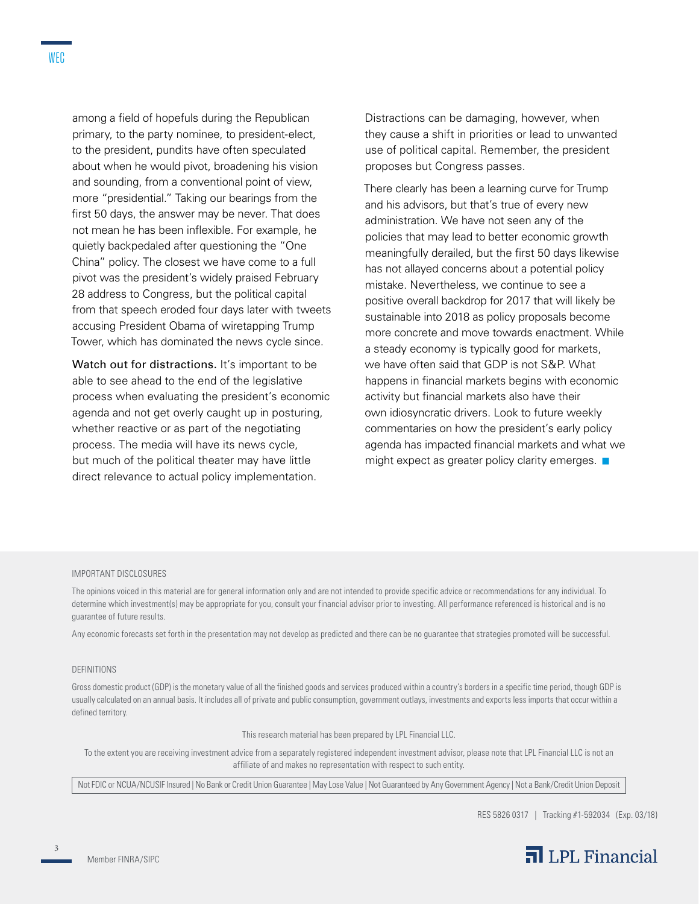among a field of hopefuls during the Republican primary, to the party nominee, to president-elect, to the president, pundits have often speculated about when he would pivot, broadening his vision and sounding, from a conventional point of view, more "presidential." Taking our bearings from the first 50 days, the answer may be never. That does not mean he has been inflexible. For example, he quietly backpedaled after questioning the "One China" policy. The closest we have come to a full pivot was the president's widely praised February 28 address to Congress, but the political capital from that speech eroded four days later with tweets accusing President Obama of wiretapping Trump Tower, which has dominated the news cycle since.

**Watch out for distractions.** It's important to be able to see ahead to the end of the legislative process when evaluating the president's economic agenda and not get overly caught up in posturing, whether reactive or as part of the negotiating process. The media will have its news cycle, but much of the political theater may have little direct relevance to actual policy implementation.

Distractions can be damaging, however, when they cause a shift in priorities or lead to unwanted use of political capital. Remember, the president proposes but Congress passes.

There clearly has been a learning curve for Trump and his advisors, but that's true of every new administration. We have not seen any of the policies that may lead to better economic growth meaningfully derailed, but the first 50 days likewise has not allayed concerns about a potential policy mistake. Nevertheless, we continue to see a positive overall backdrop for 2017 that will likely be sustainable into 2018 as policy proposals become more concrete and move towards enactment. While a steady economy is typically good for markets, we have often said that GDP is not S&P. What happens in financial markets begins with economic activity but financial markets also have their own idiosyncratic drivers. Look to future weekly commentaries on how the president's early policy agenda has impacted financial markets and what we might expect as greater policy clarity emerges. ■

IMPORTANT DISCLOSURES

The opinions voiced in this material are for general information only and are not intended to provide specific advice or recommendations for any individual. To determine which investment(s) may be appropriate for you, consult your financial advisor prior to investing. All performance referenced is historical and is no guarantee of future results.

Any economic forecasts set forth in the presentation may not develop as predicted and there can be no guarantee that strategies promoted will be successful.

DEFINITIONS

Gross domestic product (GDP) is the monetary value of all the finished goods and services produced within a country's borders in a specific time period, though GDP is usually calculated on an annual basis. It includes all of private and public consumption, government outlays, investments and exports less imports that occur within a defined territory.

This research material has been prepared by LPL Financial LLC.

To the extent you are receiving investment advice from a separately registered independent investment advisor, please note that LPL Financial LLC is not an affiliate of and makes no representation with respect to such entity.

Not FDIC or NCUA/NCUSIF Insured | No Bank or Credit Union Guarantee | May Lose Value | Not Guaranteed by Any Government Agency | Not a Bank/Credit Union Deposit

RES 5826 0317 | Tracking #1-592034 (Exp. 03/18)

Member FINRA/SIPC

LPL Financial